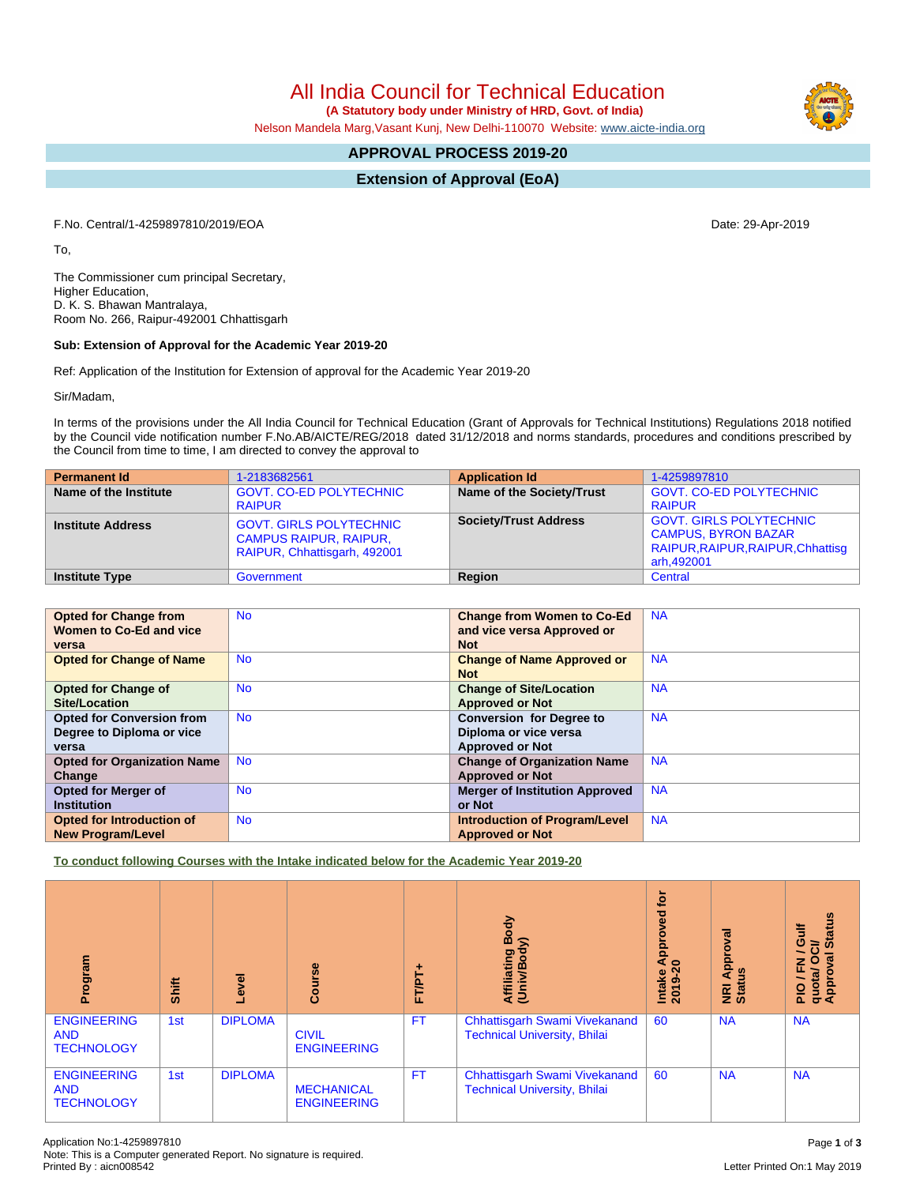# All India Council for Technical Education

**(A Statutory body under Ministry of HRD, Govt. of India)**

Nelson Mandela Marg,Vasant Kunj, New Delhi-110070 Website: www.aicte-india.org

## APPROVAL PROCESS 2019-20

## Extension of Approval (EoA)

F.No. Central/1-4259897810/2019/EOA

Date: 29-Apr-2019

To,

The Commissioner cum principal Secretary,
Higher Education,
D. K. S. Bhawan Mantralaya,
Room No. 266, Raipur-492001 Chhattisgarh

**Sub: Extension of Approval for the Academic Year 2019-20**

Ref: Application of the Institution for Extension of approval for the Academic Year 2019-20

Sir/Madam,

In terms of the provisions under the All India Council for Technical Education (Grant of Approvals for Technical Institutions) Regulations 2018 notified by the Council vide notification number F.No.AB/AICTE/REG/2018 dated 31/12/2018 and norms standards, procedures and conditions prescribed by the Council from time to time, I am directed to convey the approval to

| **Permanent Id** | 1-2183682561 | **Application Id** | 1-4259897810 |
|---|---|---|---|
| **Name of the Institute** | GOVT. CO-ED POLYTECHNIC RAIPUR | **Name of the Society/Trust** | GOVT. CO-ED POLYTECHNIC RAIPUR |
| **Institute Address** | GOVT. GIRLS POLYTECHNIC CAMPUS RAIPUR, RAIPUR, RAIPUR, Chhattisgarh, 492001 | **Society/Trust Address** | GOVT. GIRLS POLYTECHNIC CAMPUS, BYRON BAZAR RAIPUR,RAIPUR,RAIPUR,Chhattisgarh,492001 |
| **Institute Type** | Government | **Region** | Central |

| **Opted for Change from Women to Co-Ed and vice versa** | No | **Change from Women to Co-Ed and vice versa Approved or Not** | NA |
|---|---|---|---|
| **Opted for Change of Name** | No | **Change of Name Approved or Not** | NA |
| **Opted for Change of Site/Location** | No | **Change of Site/Location Approved or Not** | NA |
| **Opted for Conversion from Degree to Diploma or vice versa** | No | **Conversion for Degree to Diploma or vice versa Approved or Not** | NA |
| **Opted for Organization Name Change** | No | **Change of Organization Name Approved or Not** | NA |
| **Opted for Merger of Institution** | No | **Merger of Institution Approved or Not** | NA |
| **Opted for Introduction of New Program/Level** | No | **Introduction of Program/Level Approved or Not** | NA |

**To conduct following Courses with the Intake indicated below for the Academic Year 2019-20**

| Program | Shift | Level | Course | FT/PT+ | Affiliating Body (Univ/Body) | Intake Approved for 2019-20 | NRI Approval Status | PIO / FN / Gulf quota/ OCI/ Approval Status |
|---|---|---|---|---|---|---|---|---|
| ENGINEERING AND TECHNOLOGY | 1st | DIPLOMA | CIVIL ENGINEERING | FT | Chhattisgarh Swami Vivekanand Technical University, Bhilai | 60 | NA | NA |
| ENGINEERING AND TECHNOLOGY | 1st | DIPLOMA | MECHANICAL ENGINEERING | FT | Chhattisgarh Swami Vivekanand Technical University, Bhilai | 60 | NA | NA |

Application No:1-4259897810
Note: This is a Computer generated Report. No signature is required.
Printed By : aicn008542

Letter Printed On:1 May 2019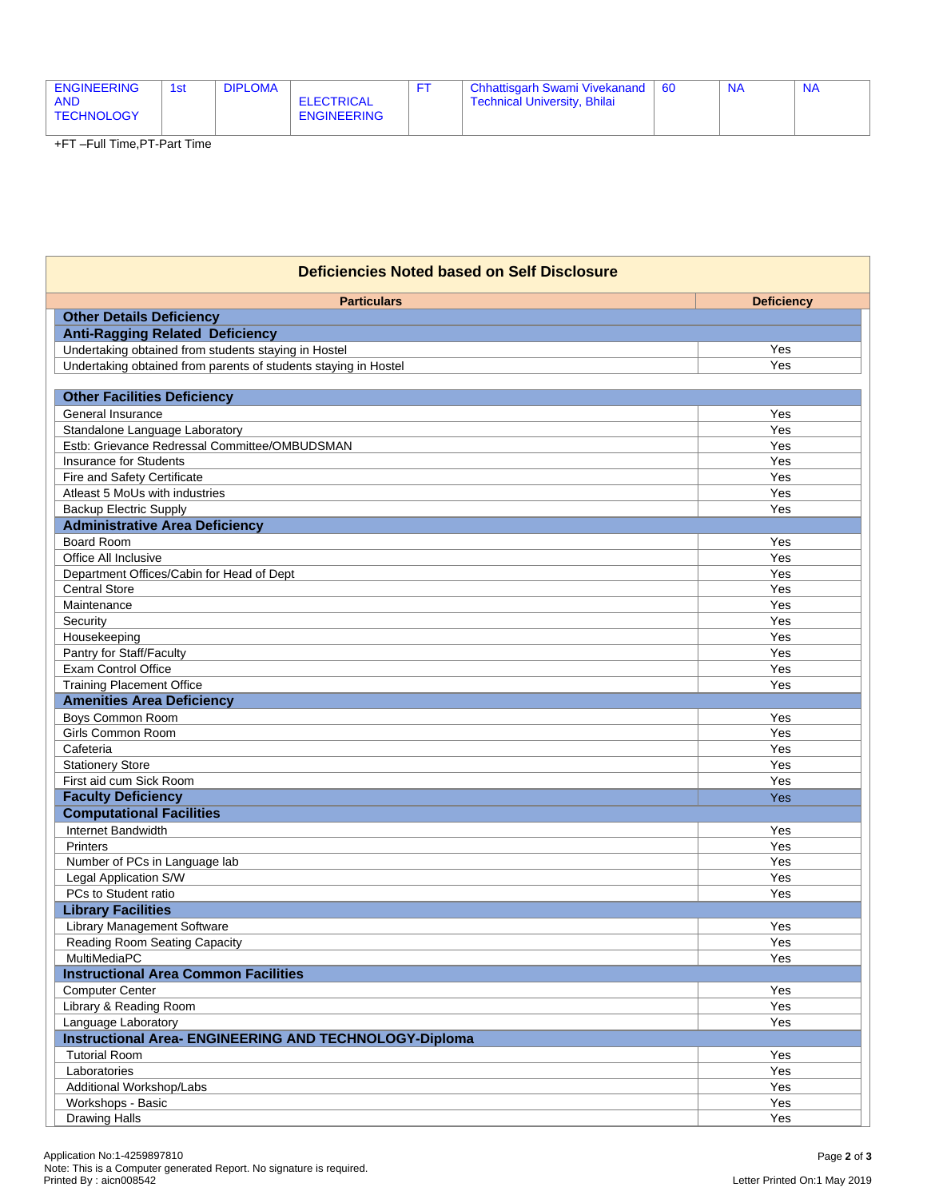| ENGINEERING AND TECHNOLOGY | 1st | DIPLOMA | ELECTRICAL ENGINEERING | FT | Chhattisgarh Swami Vivekanand Technical University, Bhilai | 60 | NA | NA |
|---|---|---|---|---|---|---|---|---|

+FT –Full Time,PT-Part Time

## Deficiencies Noted based on Self Disclosure

| Particulars | Deficiency |
|---|---|
| **Other Details Deficiency** | |
| **Anti-Ragging Related Deficiency** | |
| Undertaking obtained from students staying in Hostel | Yes |
| Undertaking obtained from parents of students staying in Hostel | Yes |
| **Other Facilities Deficiency** | |
| General Insurance | Yes |
| Standalone Language Laboratory | Yes |
| Estb: Grievance Redressal Committee/OMBUDSMAN | Yes |
| Insurance for Students | Yes |
| Fire and Safety Certificate | Yes |
| Atleast 5 MoUs with industries | Yes |
| Backup Electric Supply | Yes |
| **Administrative Area Deficiency** | |
| Board Room | Yes |
| Office All Inclusive | Yes |
| Department Offices/Cabin for Head of Dept | Yes |
| Central Store | Yes |
| Maintenance | Yes |
| Security | Yes |
| Housekeeping | Yes |
| Pantry for Staff/Faculty | Yes |
| Exam Control Office | Yes |
| Training Placement Office | Yes |
| **Amenities Area Deficiency** | |
| Boys Common Room | Yes |
| Girls Common Room | Yes |
| Cafeteria | Yes |
| Stationery Store | Yes |
| First aid cum Sick Room | Yes |
| **Faculty Deficiency** | Yes |
| **Computational Facilities** | |
| Internet Bandwidth | Yes |
| Printers | Yes |
| Number of PCs in Language lab | Yes |
| Legal Application S/W | Yes |
| PCs to Student ratio | Yes |
| **Library Facilities** | |
| Library Management Software | Yes |
| Reading Room Seating Capacity | Yes |
| MultiMediaPC | Yes |
| **Instructional Area Common Facilities** | |
| Computer Center | Yes |
| Library & Reading Room | Yes |
| Language Laboratory | Yes |
| **Instructional Area- ENGINEERING AND TECHNOLOGY-Diploma** | |
| Tutorial Room | Yes |
| Laboratories | Yes |
| Additional Workshop/Labs | Yes |
| Workshops - Basic | Yes |
| Drawing Halls | Yes |

Application No:1-4259897810
Note: This is a Computer generated Report. No signature is required.
Printed By : aicn008542

Letter Printed On:1 May 2019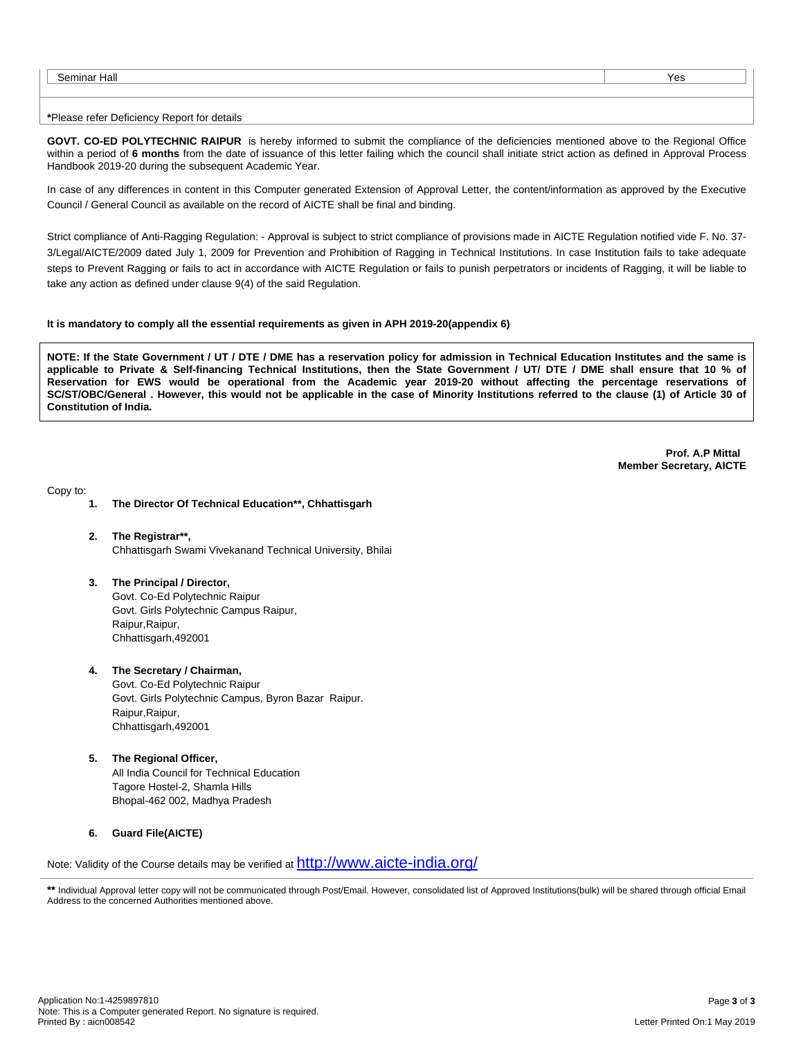| | |
|---|---|
| Seminar Hall | Yes |

***Please refer Deficiency Report for details**

**GOVT. CO-ED POLYTECHNIC RAIPUR** is hereby informed to submit the compliance of the deficiencies mentioned above to the Regional Office within a period of **6 months** from the date of issuance of this letter failing which the council shall initiate strict action as defined in Approval Process Handbook 2019-20 during the subsequent Academic Year.

In case of any differences in content in this Computer generated Extension of Approval Letter, the content/information as approved by the Executive Council / General Council as available on the record of AICTE shall be final and binding.

Strict compliance of Anti-Ragging Regulation: - Approval is subject to strict compliance of provisions made in AICTE Regulation notified vide F. No. 37-3/Legal/AICTE/2009 dated July 1, 2009 for Prevention and Prohibition of Ragging in Technical Institutions. In case Institution fails to take adequate steps to Prevent Ragging or fails to act in accordance with AICTE Regulation or fails to punish perpetrators or incidents of Ragging, it will be liable to take any action as defined under clause 9(4) of the said Regulation.

**It is mandatory to comply all the essential requirements as given in APH 2019-20(appendix 6)**

**NOTE: If the State Government / UT / DTE / DME has a reservation policy for admission in Technical Education Institutes and the same is applicable to Private & Self-financing Technical Institutions, then the State Government / UT/ DTE / DME shall ensure that 10 % of Reservation for EWS would be operational from the Academic year 2019-20 without affecting the percentage reservations of SC/ST/OBC/General . However, this would not be applicable in the case of Minority Institutions referred to the clause (1) of Article 30 of Constitution of India.**

**Prof. A.P Mittal**
**Member Secretary, AICTE**

Copy to:

1. **The Director Of Technical Education**, Chhattisgarh**
2. **The Registrar**,**
   Chhattisgarh Swami Vivekanand Technical University, Bhilai
3. **The Principal / Director,**
   Govt. Co-Ed Polytechnic Raipur
   Govt. Girls Polytechnic Campus Raipur,
   Raipur,Raipur,
   Chhattisgarh,492001
4. **The Secretary / Chairman,**
   Govt. Co-Ed Polytechnic Raipur
   Govt. Girls Polytechnic Campus, Byron Bazar Raipur.
   Raipur,Raipur,
   Chhattisgarh,492001
5. **The Regional Officer,**
   All India Council for Technical Education
   Tagore Hostel-2, Shamla Hills
   Bhopal-462 002, Madhya Pradesh
6. **Guard File(AICTE)**

Note: Validity of the Course details may be verified at http://www.aicte-india.org/

**** Individual Approval letter copy will not be communicated through Post/Email. However, consolidated list of Approved Institutions(bulk) will be shared through official Email Address to the concerned Authorities mentioned above.

Application No:1-4259897810
Note: This is a Computer generated Report. No signature is required.
Printed By : aicn008542

Letter Printed On:1 May 2019